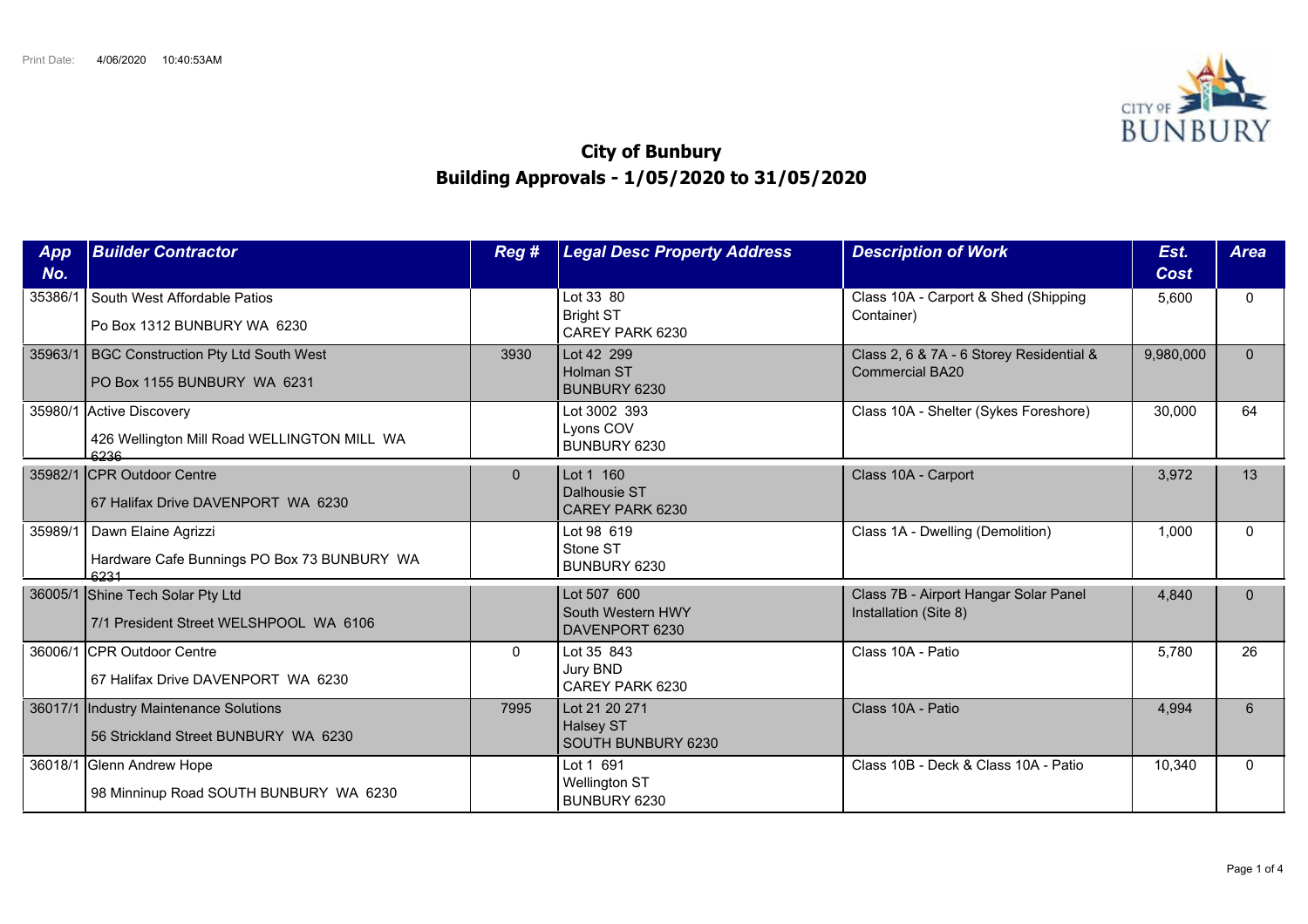Print Date: 4/06/2020 10:40:53AM

# City of Bunbury

## Building Approvals - 1/05/2020 to 31/05/2020

| App No. | Builder Contractor | Reg # | Legal Desc Property Address | Description of Work | Est. Cost | Area |
|---|---|---|---|---|---|---|
| 35386/1 | South West Affordable Patios<br>Po Box 1312 BUNBURY WA 6230 | | Lot 33 80<br>Bright ST<br>CAREY PARK 6230 | Class 10A - Carport & Shed (Shipping Container) | 5,600 | 0 |
| 35963/1 | BGC Construction Pty Ltd South West<br>PO Box 1155 BUNBURY WA 6231 | 3930 | Lot 42 299<br>Holman ST<br>BUNBURY 6230 | Class 2, 6 & 7A - 6 Storey Residential & Commercial BA20 | 9,980,000 | 0 |
| 35980/1 | Active Discovery<br>426 Wellington Mill Road WELLINGTON MILL WA 6236 | | Lot 3002 393<br>Lyons COV<br>BUNBURY 6230 | Class 10A - Shelter (Sykes Foreshore) | 30,000 | 64 |
| 35982/1 | CPR Outdoor Centre<br>67 Halifax Drive DAVENPORT WA 6230 | 0 | Lot 1 160<br>Dalhousie ST<br>CAREY PARK 6230 | Class 10A - Carport | 3,972 | 13 |
| 35989/1 | Dawn Elaine Agrizzi<br>Hardware Cafe Bunnings PO Box 73 BUNBURY WA 6231 | | Lot 98 619<br>Stone ST<br>BUNBURY 6230 | Class 1A - Dwelling (Demolition) | 1,000 | 0 |
| 36005/1 | Shine Tech Solar Pty Ltd<br>7/1 President Street WELSHPOOL WA 6106 | | Lot 507 600<br>South Western HWY<br>DAVENPORT 6230 | Class 7B - Airport Hangar Solar Panel Installation (Site 8) | 4,840 | 0 |
| 36006/1 | CPR Outdoor Centre<br>67 Halifax Drive DAVENPORT WA 6230 | 0 | Lot 35 843<br>Jury BND<br>CAREY PARK 6230 | Class 10A - Patio | 5,780 | 26 |
| 36017/1 | Industry Maintenance Solutions<br>56 Strickland Street BUNBURY WA 6230 | 7995 | Lot 21 20 271<br>Halsey ST<br>SOUTH BUNBURY 6230 | Class 10A - Patio | 4,994 | 6 |
| 36018/1 | Glenn Andrew Hope<br>98 Minninup Road SOUTH BUNBURY WA 6230 | | Lot 1 691<br>Wellington ST<br>BUNBURY 6230 | Class 10B - Deck & Class 10A - Patio | 10,340 | 0 |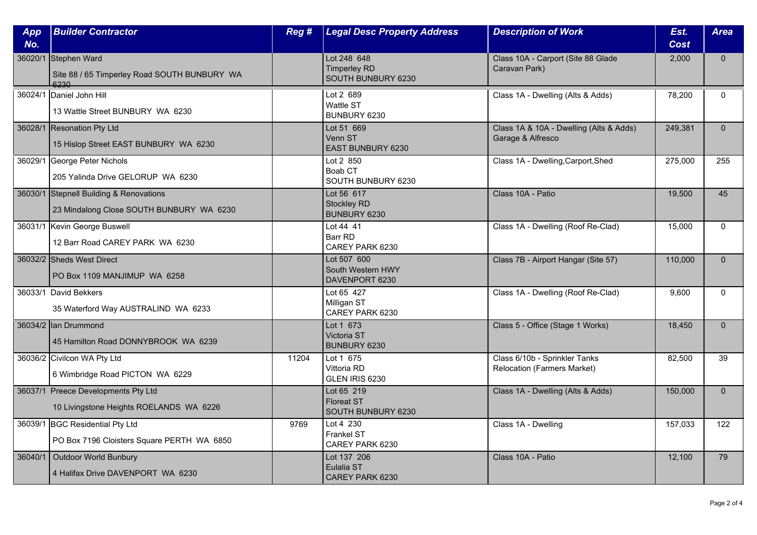| App No. | Builder Contractor | Reg # | Legal Desc Property Address | Description of Work | Est. Cost | Area |
|---|---|---|---|---|---|---|
| 36020/1 | Stephen Ward<br>Site 88 / 65 Timperley Road SOUTH BUNBURY WA 6230 | | Lot 248 648<br>Timperley RD<br>SOUTH BUNBURY 6230 | Class 10A - Carport (Site 88 Glade Caravan Park) | 2,000 | 0 |
| 36024/1 | Daniel John Hill<br>13 Wattle Street BUNBURY WA 6230 | | Lot 2 689<br>Wattle ST<br>BUNBURY 6230 | Class 1A - Dwelling (Alts & Adds) | 78,200 | 0 |
| 36028/1 | Resonation Pty Ltd<br>15 Hislop Street EAST BUNBURY WA 6230 | | Lot 51 669<br>Venn ST<br>EAST BUNBURY 6230 | Class 1A & 10A - Dwelling (Alts & Adds) Garage & Alfresco | 249,381 | 0 |
| 36029/1 | George Peter Nichols<br>205 Yalinda Drive GELORUP WA 6230 | | Lot 2 850<br>Boab CT<br>SOUTH BUNBURY 6230 | Class 1A - Dwelling,Carport,Shed | 275,000 | 255 |
| 36030/1 | Stepnell Building & Renovations<br>23 Mindalong Close SOUTH BUNBURY WA 6230 | | Lot 56 617<br>Stockley RD<br>BUNBURY 6230 | Class 10A - Patio | 19,500 | 45 |
| 36031/1 | Kevin George Buswell<br>12 Barr Road CAREY PARK WA 6230 | | Lot 44 41<br>Barr RD<br>CAREY PARK 6230 | Class 1A - Dwelling (Roof Re-Clad) | 15,000 | 0 |
| 36032/2 | Sheds West Direct<br>PO Box 1109 MANJIMUP WA 6258 | | Lot 507 600<br>South Western HWY<br>DAVENPORT 6230 | Class 7B - Airport Hangar (Site 57) | 110,000 | 0 |
| 36033/1 | David Bekkers<br>35 Waterford Way AUSTRALIND WA 6233 | | Lot 65 427<br>Milligan ST<br>CAREY PARK 6230 | Class 1A - Dwelling (Roof Re-Clad) | 9,600 | 0 |
| 36034/2 | Ian Drummond<br>45 Hamilton Road DONNYBROOK WA 6239 | | Lot 1 673<br>Victoria ST<br>BUNBURY 6230 | Class 5 - Office (Stage 1 Works) | 18,450 | 0 |
| 36036/2 | Civilcon WA Pty Ltd<br>6 Wimbridge Road PICTON WA 6229 | 11204 | Lot 1 675<br>Vittoria RD<br>GLEN IRIS 6230 | Class 6/10b - Sprinkler Tanks Relocation (Farmers Market) | 82,500 | 39 |
| 36037/1 | Preece Developments Pty Ltd<br>10 Livingstone Heights ROELANDS WA 6226 | | Lot 65 219<br>Floreat ST<br>SOUTH BUNBURY 6230 | Class 1A - Dwelling (Alts & Adds) | 150,000 | 0 |
| 36039/1 | BGC Residential Pty Ltd<br>PO Box 7196 Cloisters Square PERTH WA 6850 | 9769 | Lot 4 230<br>Frankel ST<br>CAREY PARK 6230 | Class 1A - Dwelling | 157,033 | 122 |
| 36040/1 | Outdoor World Bunbury<br>4 Halifax Drive DAVENPORT WA 6230 | | Lot 137 206<br>Eulalia ST<br>CAREY PARK 6230 | Class 10A - Patio | 12,100 | 79 |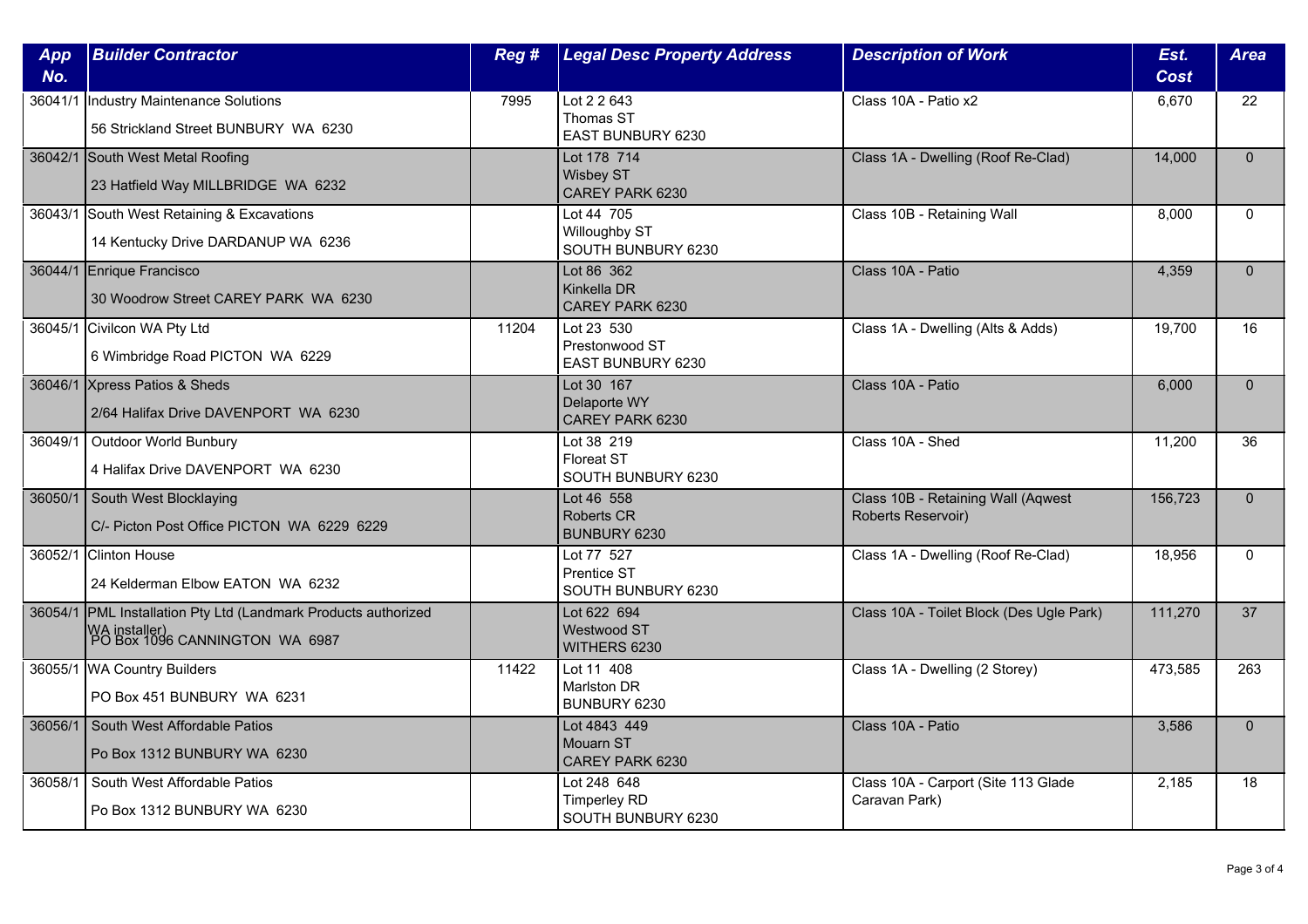| App No. | Builder Contractor | Reg # | Legal Desc Property Address | Description of Work | Est. Cost | Area |
|---|---|---|---|---|---|---|
| 36041/1 | Industry Maintenance Solutions<br>56 Strickland Street BUNBURY WA 6230 | 7995 | Lot 2 2 643<br>Thomas ST<br>EAST BUNBURY 6230 | Class 10A - Patio x2 | 6,670 | 22 |
| 36042/1 | South West Metal Roofing<br>23 Hatfield Way MILLBRIDGE WA 6232 | | Lot 178 714<br>Wisbey ST<br>CAREY PARK 6230 | Class 1A - Dwelling (Roof Re-Clad) | 14,000 | 0 |
| 36043/1 | South West Retaining & Excavations<br>14 Kentucky Drive DARDANUP WA 6236 | | Lot 44 705<br>Willoughby ST<br>SOUTH BUNBURY 6230 | Class 10B - Retaining Wall | 8,000 | 0 |
| 36044/1 | Enrique Francisco<br>30 Woodrow Street CAREY PARK WA 6230 | | Lot 86 362<br>Kinkella DR<br>CAREY PARK 6230 | Class 10A - Patio | 4,359 | 0 |
| 36045/1 | Civilcon WA Pty Ltd<br>6 Wimbridge Road PICTON WA 6229 | 11204 | Lot 23 530<br>Prestonwood ST<br>EAST BUNBURY 6230 | Class 1A - Dwelling (Alts & Adds) | 19,700 | 16 |
| 36046/1 | Xpress Patios & Sheds<br>2/64 Halifax Drive DAVENPORT WA 6230 | | Lot 30 167<br>Delaporte WY<br>CAREY PARK 6230 | Class 10A - Patio | 6,000 | 0 |
| 36049/1 | Outdoor World Bunbury<br>4 Halifax Drive DAVENPORT WA 6230 | | Lot 38 219<br>Floreat ST<br>SOUTH BUNBURY 6230 | Class 10A - Shed | 11,200 | 36 |
| 36050/1 | South West Blocklaying<br>C/- Picton Post Office PICTON WA 6229 6229 | | Lot 46 558<br>Roberts CR<br>BUNBURY 6230 | Class 10B - Retaining Wall (Aqwest Roberts Reservoir) | 156,723 | 0 |
| 36052/1 | Clinton House<br>24 Kelderman Elbow EATON WA 6232 | | Lot 77 527<br>Prentice ST<br>SOUTH BUNBURY 6230 | Class 1A - Dwelling (Roof Re-Clad) | 18,956 | 0 |
| 36054/1 | PML Installation Pty Ltd (Landmark Products authorized WA installer)<br>PO Box 1096 CANNINGTON WA 6987 | | Lot 622 694<br>Westwood ST<br>WITHERS 6230 | Class 10A - Toilet Block (Des Ugle Park) | 111,270 | 37 |
| 36055/1 | WA Country Builders<br>PO Box 451 BUNBURY WA 6231 | 11422 | Lot 11 408<br>Marlston DR<br>BUNBURY 6230 | Class 1A - Dwelling (2 Storey) | 473,585 | 263 |
| 36056/1 | South West Affordable Patios<br>Po Box 1312 BUNBURY WA 6230 | | Lot 4843 449<br>Mouarn ST<br>CAREY PARK 6230 | Class 10A - Patio | 3,586 | 0 |
| 36058/1 | South West Affordable Patios<br>Po Box 1312 BUNBURY WA 6230 | | Lot 248 648<br>Timperley RD<br>SOUTH BUNBURY 6230 | Class 10A - Carport (Site 113 Glade Caravan Park) | 2,185 | 18 |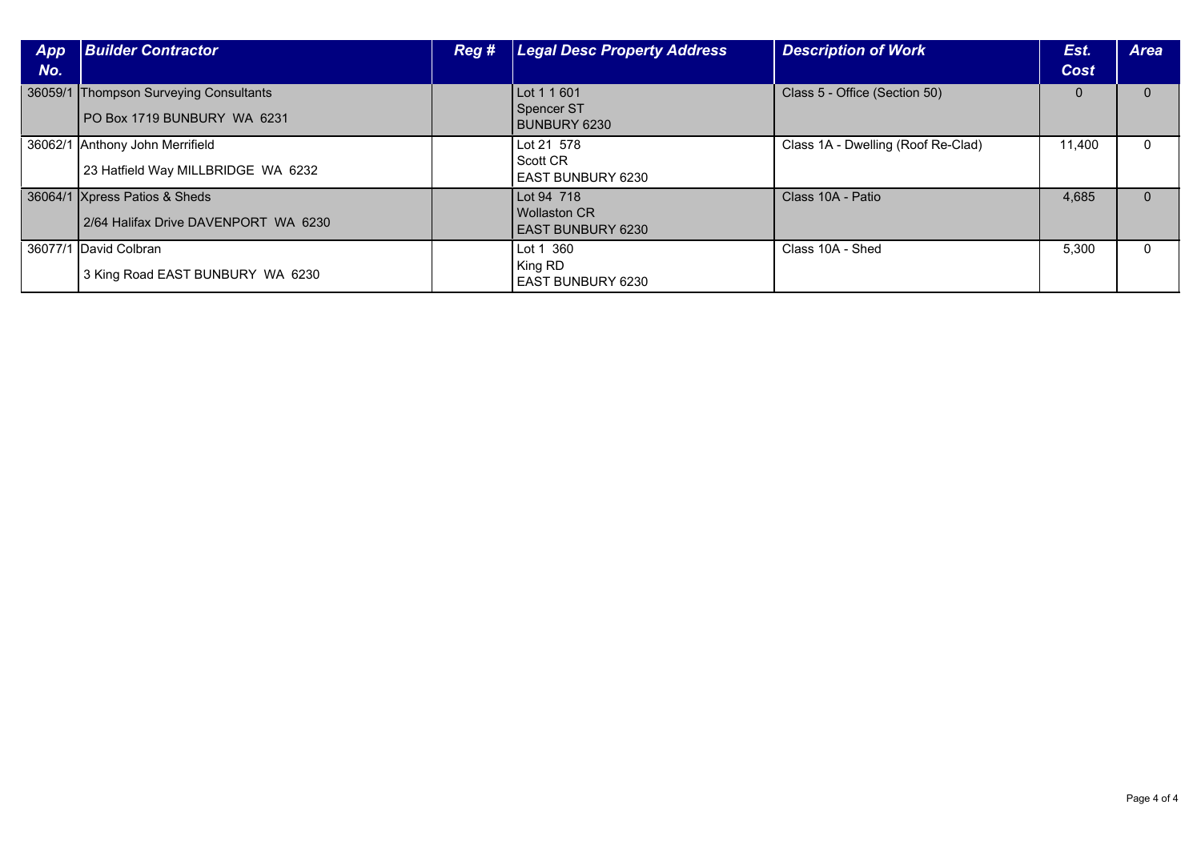| App No. | Builder Contractor | Reg # | Legal Desc Property Address | Description of Work | Est. Cost | Area |
|---|---|---|---|---|---|---|
| 36059/1 | Thompson Surveying Consultants<br>PO Box 1719 BUNBURY WA 6231 | | Lot 1 1 601<br>Spencer ST<br>BUNBURY 6230 | Class 5 - Office (Section 50) | 0 | 0 |
| 36062/1 | Anthony John Merrifield<br>23 Hatfield Way MILLBRIDGE WA 6232 | | Lot 21 578<br>Scott CR<br>EAST BUNBURY 6230 | Class 1A - Dwelling (Roof Re-Clad) | 11,400 | 0 |
| 36064/1 | Xpress Patios & Sheds<br>2/64 Halifax Drive DAVENPORT WA 6230 | | Lot 94 718<br>Wollaston CR<br>EAST BUNBURY 6230 | Class 10A - Patio | 4,685 | 0 |
| 36077/1 | David Colbran<br>3 King Road EAST BUNBURY WA 6230 | | Lot 1 360<br>King RD<br>EAST BUNBURY 6230 | Class 10A - Shed | 5,300 | 0 |